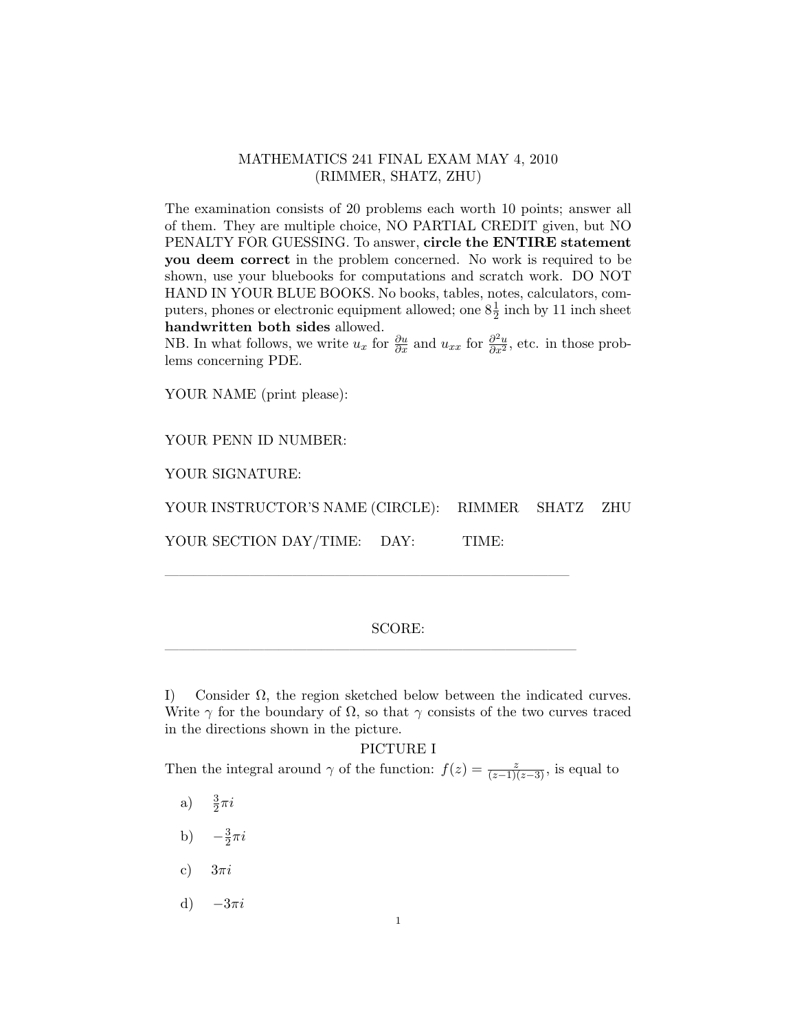MATHEMATICS 241 FINAL EXAM MAY 4, 2010
(RIMMER, SHATZ, ZHU)

The examination consists of 20 problems each worth 10 points; answer all of them. They are multiple choice, NO PARTIAL CREDIT given, but NO PENALTY FOR GUESSING. To answer, **circle the ENTIRE statement you deem correct** in the problem concerned. No work is required to be shown, use your bluebooks for computations and scratch work. DO NOT HAND IN YOUR BLUE BOOKS. No books, tables, notes, calculators, computers, phones or electronic equipment allowed; one $8\frac{1}{2}$ inch by 11 inch sheet **handwritten both sides** allowed.

NB. In what follows, we write $u_x$ for $\frac{\partial u}{\partial x}$ and $u_{xx}$ for $\frac{\partial^2 u}{\partial x^2}$, etc. in those problems concerning PDE.

YOUR NAME (print please):

YOUR PENN ID NUMBER:

YOUR SIGNATURE:

YOUR INSTRUCTOR'S NAME (CIRCLE): RIMMER SHATZ ZHU

YOUR SECTION DAY/TIME: DAY: TIME:

---

SCORE:

---

I) Consider $\Omega$, the region sketched below between the indicated curves. Write $\gamma$ for the boundary of $\Omega$, so that $\gamma$ consists of the two curves traced in the directions shown in the picture.

PICTURE I

Then the integral around $\gamma$ of the function: $f(z) = \frac{z}{(z-1)(z-3)}$, is equal to

a) $\frac{3}{2}\pi i$

b) $-\frac{3}{2}\pi i$

c) $3\pi i$

d) $-3\pi i$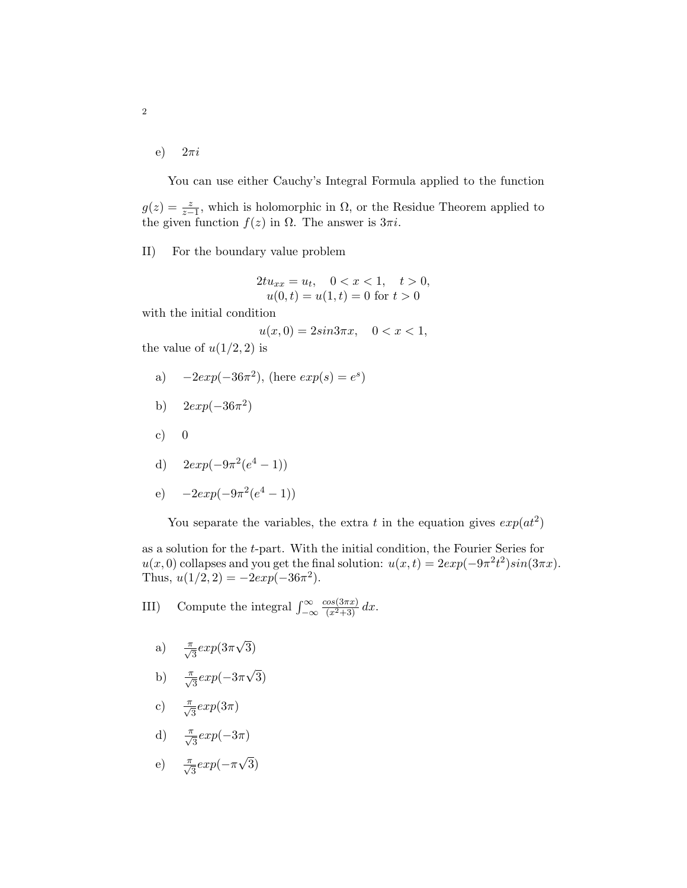e) $2\pi i$

You can use either Cauchy's Integral Formula applied to the function $g(z) = \frac{z}{z-1}$, which is holomorphic in $\Omega$, or the Residue Theorem applied to the given function $f(z)$ in $\Omega$. The answer is $3\pi i$.

II) For the boundary value problem

$$2tu_{xx} = u_t, \quad 0 < x < 1, \quad t > 0,$$
$$u(0,t) = u(1,t) = 0 \text{ for } t > 0$$

with the initial condition

$$u(x,0) = 2sin3\pi x, \quad 0 < x < 1,$$

the value of $u(1/2, 2)$ is

a) $-2exp(-36\pi^2)$, (here $exp(s) = e^s$)

b) $2exp(-36\pi^2)$

c) $0$

d) $2exp(-9\pi^2(e^4 - 1))$

e) $-2exp(-9\pi^2(e^4 - 1))$

You separate the variables, the extra $t$ in the equation gives $exp(at^2)$ as a solution for the $t$-part. With the initial condition, the Fourier Series for $u(x,0)$ collapses and you get the final solution: $u(x,t) = 2exp(-9\pi^2 t^2)sin(3\pi x)$. Thus, $u(1/2, 2) = -2exp(-36\pi^2)$.

III) Compute the integral $\int_{-\infty}^{\infty} \frac{cos(3\pi x)}{(x^2+3)}\, dx$.

a) $\frac{\pi}{\sqrt{3}} exp(3\pi\sqrt{3})$

b) $\frac{\pi}{\sqrt{3}} exp(-3\pi\sqrt{3})$

c) $\frac{\pi}{\sqrt{3}} exp(3\pi)$

d) $\frac{\pi}{\sqrt{3}} exp(-3\pi)$

e) $\frac{\pi}{\sqrt{3}} exp(-\pi\sqrt{3})$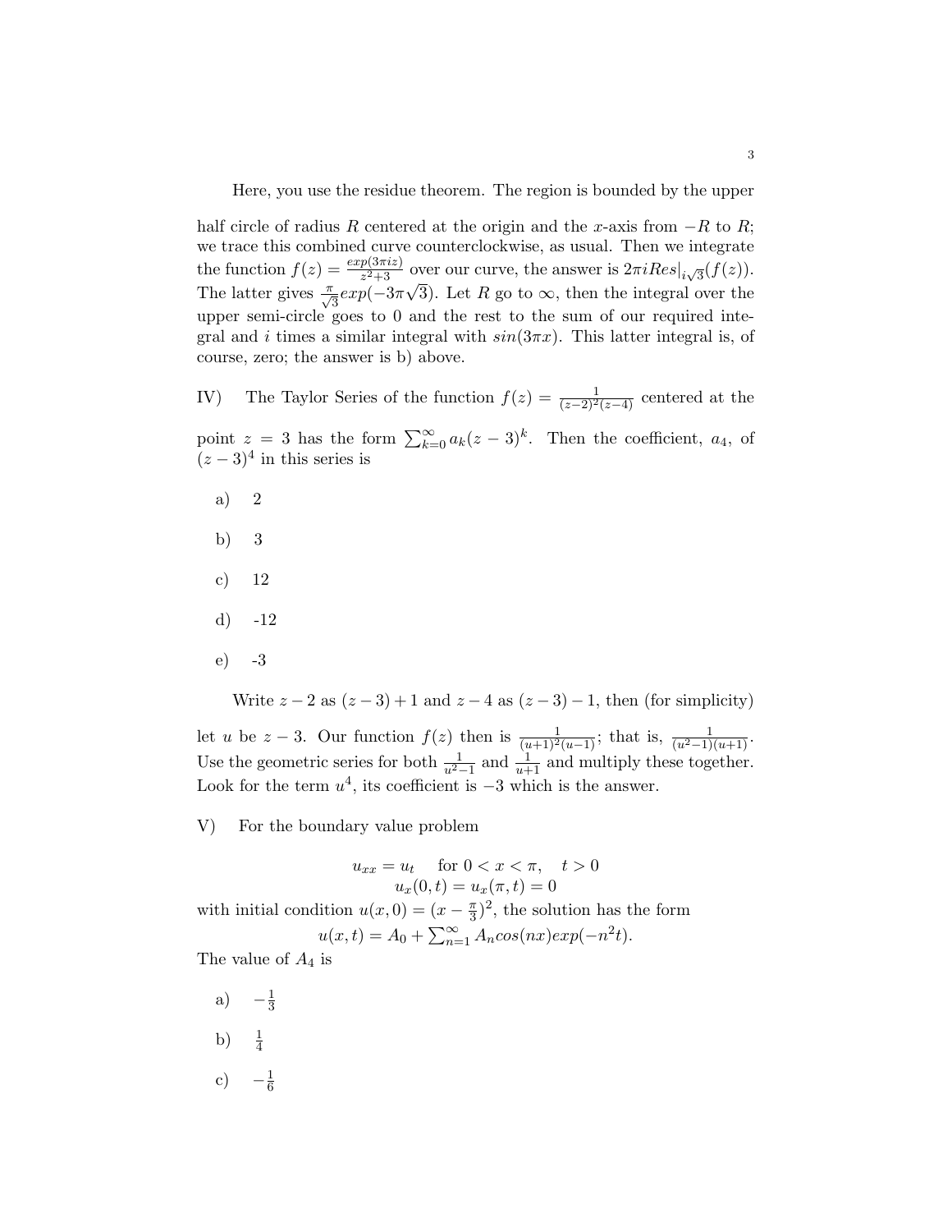Here, you use the residue theorem. The region is bounded by the upper half circle of radius $R$ centered at the origin and the $x$-axis from $-R$ to $R$; we trace this combined curve counterclockwise, as usual. Then we integrate the function $f(z) = \frac{exp(3\pi iz)}{z^2+3}$ over our curve, the answer is $2\pi i Res|_{i\sqrt{3}}(f(z))$. The latter gives $\frac{\pi}{\sqrt{3}} exp(-3\pi\sqrt{3})$. Let $R$ go to $\infty$, then the integral over the upper semi-circle goes to 0 and the rest to the sum of our required integral and $i$ times a similar integral with $sin(3\pi x)$. This latter integral is, of course, zero; the answer is b) above.

IV) The Taylor Series of the function $f(z) = \frac{1}{(z-2)^2(z-4)}$ centered at the point $z = 3$ has the form $\sum_{k=0}^{\infty} a_k(z-3)^k$. Then the coefficient, $a_4$, of $(z-3)^4$ in this series is

a) 2

b) 3

c) 12

d) -12

e) -3

Write $z-2$ as $(z-3)+1$ and $z-4$ as $(z-3)-1$, then (for simplicity) let $u$ be $z-3$. Our function $f(z)$ then is $\frac{1}{(u+1)^2(u-1)}$; that is, $\frac{1}{(u^2-1)(u+1)}$. Use the geometric series for both $\frac{1}{u^2-1}$ and $\frac{1}{u+1}$ and multiply these together. Look for the term $u^4$, its coefficient is $-3$ which is the answer.

V) For the boundary value problem

$$u_{xx} = u_t \quad \text{for } 0 < x < \pi, \quad t > 0$$
$$u_x(0,t) = u_x(\pi,t) = 0$$

with initial condition $u(x,0) = (x - \frac{\pi}{3})^2$, the solution has the form

$$u(x,t) = A_0 + \sum_{n=1}^{\infty} A_n cos(nx) exp(-n^2 t).$$

The value of $A_4$ is

a) $-\frac{1}{3}$

b) $\frac{1}{4}$

c) $-\frac{1}{6}$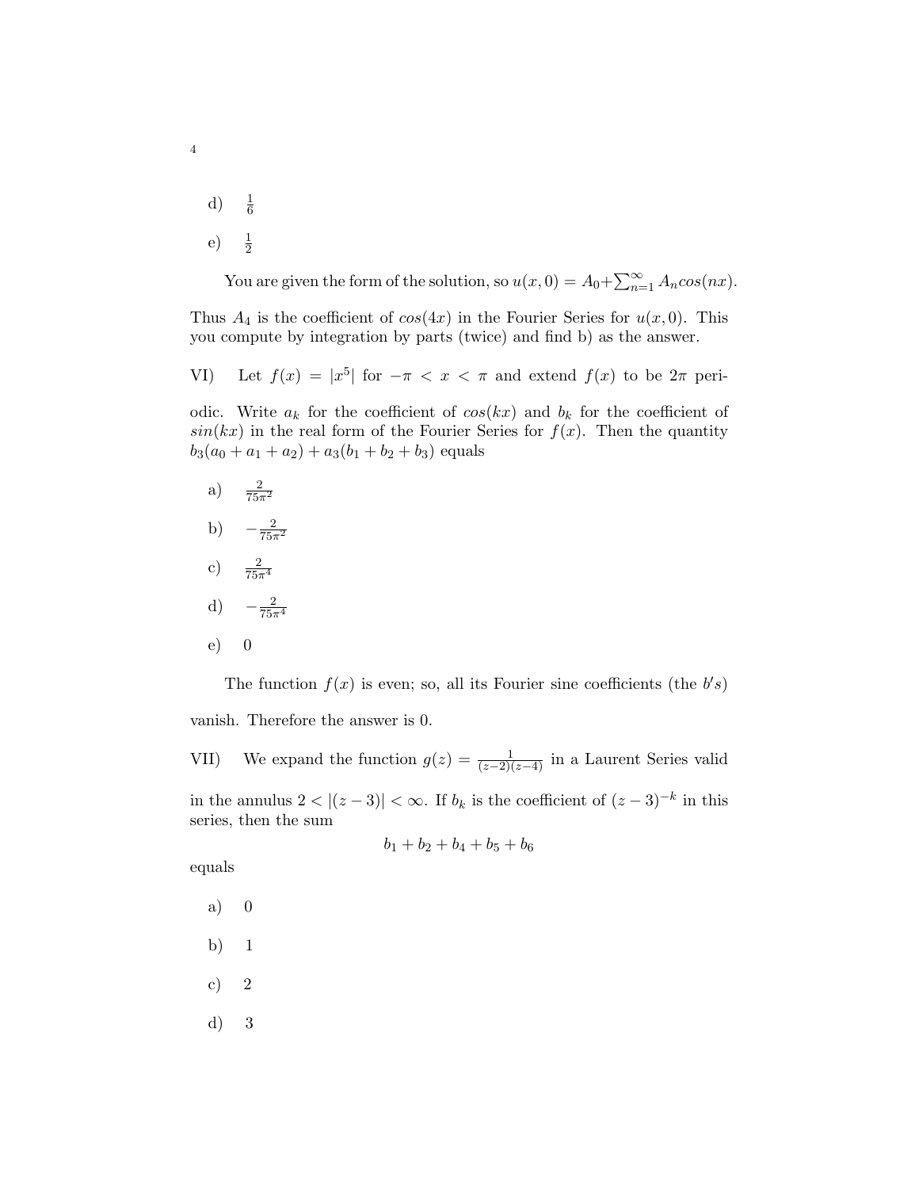d) $\frac{1}{6}$

e) $\frac{1}{2}$

You are given the form of the solution, so $u(x,0) = A_0 + \sum_{n=1}^{\infty} A_n cos(nx)$.

Thus $A_4$ is the coefficient of $cos(4x)$ in the Fourier Series for $u(x,0)$. This you compute by integration by parts (twice) and find b) as the answer.

VI) Let $f(x) = |x^5|$ for $-\pi < x < \pi$ and extend $f(x)$ to be $2\pi$ periodic. Write $a_k$ for the coefficient of $cos(kx)$ and $b_k$ for the coefficient of $sin(kx)$ in the real form of the Fourier Series for $f(x)$. Then the quantity $b_3(a_0 + a_1 + a_2) + a_3(b_1 + b_2 + b_3)$ equals

a) $\frac{2}{75\pi^2}$

b) $-\frac{2}{75\pi^2}$

c) $\frac{2}{75\pi^4}$

d) $-\frac{2}{75\pi^4}$

e) 0

The function $f(x)$ is even; so, all its Fourier sine coefficients (the $b's$) vanish. Therefore the answer is 0.

VII) We expand the function $g(z) = \frac{1}{(z-2)(z-4)}$ in a Laurent Series valid in the annulus $2 < |(z-3)| < \infty$. If $b_k$ is the coefficient of $(z-3)^{-k}$ in this series, then the sum

$$b_1 + b_2 + b_4 + b_5 + b_6$$

equals

a) 0

b) 1

c) 2

d) 3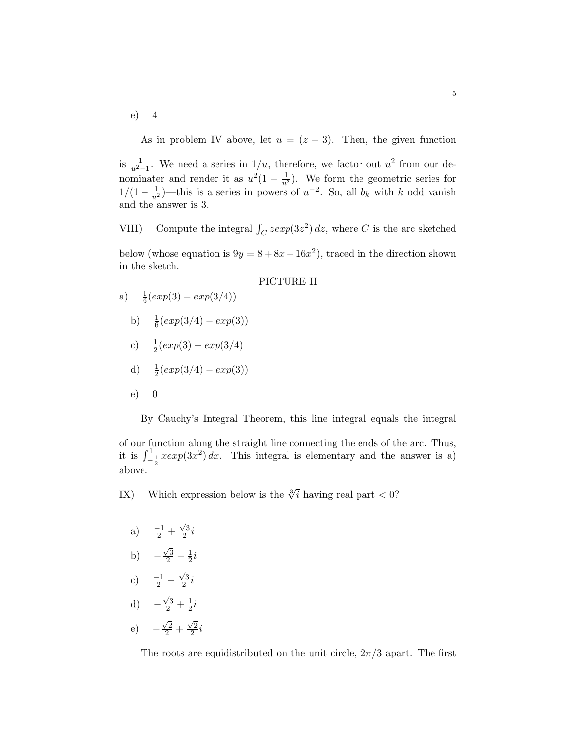e) 4

As in problem IV above, let $u = (z - 3)$. Then, the given function is $\frac{1}{u^2-1}$. We need a series in $1/u$, therefore, we factor out $u^2$ from our denominater and render it as $u^2(1 - \frac{1}{u^2})$. We form the geometric series for $1/(1 - \frac{1}{u^2})$—this is a series in powers of $u^{-2}$. So, all $b_k$ with $k$ odd vanish and the answer is 3.

VIII) Compute the integral $\int_C zexp(3z^2)\,dz$, where $C$ is the arc sketched below (whose equation is $9y = 8 + 8x - 16x^2$), traced in the direction shown in the sketch.

PICTURE II

a) $\frac{1}{6}(exp(3) - exp(3/4))$

b) $\frac{1}{6}(exp(3/4) - exp(3))$

c) $\frac{1}{2}(exp(3) - exp(3/4)$

d) $\frac{1}{2}(exp(3/4) - exp(3))$

e) 0

By Cauchy's Integral Theorem, this line integral equals the integral of our function along the straight line connecting the ends of the arc. Thus, it is $\int_{-\frac{1}{2}}^{1} xexp(3x^2)\,dx$. This integral is elementary and the answer is a) above.

IX) Which expression below is the $\sqrt[3]{i}$ having real part $< 0$?

a) $\frac{-1}{2} + \frac{\sqrt{3}}{2}i$

b) $-\frac{\sqrt{3}}{2} - \frac{1}{2}i$

c) $\frac{-1}{2} - \frac{\sqrt{3}}{2}i$

d) $-\frac{\sqrt{3}}{2} + \frac{1}{2}i$

e) $-\frac{\sqrt{2}}{2} + \frac{\sqrt{2}}{2}i$

The roots are equidistributed on the unit circle, $2\pi/3$ apart. The first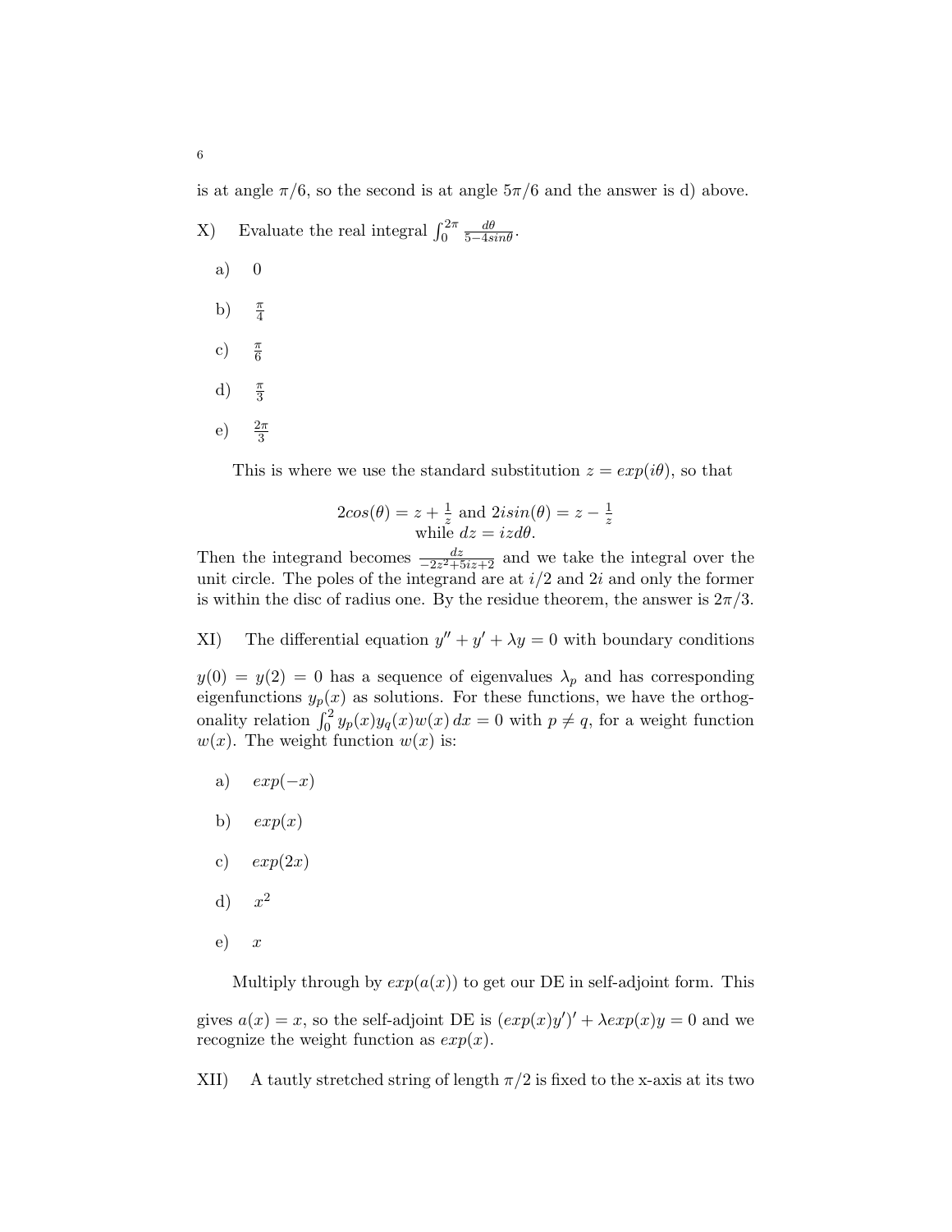is at angle $\pi/6$, so the second is at angle $5\pi/6$ and the answer is d) above.

X) Evaluate the real integral $\int_0^{2\pi} \frac{d\theta}{5-4sin\theta}$.

a) $0$

b) $\frac{\pi}{4}$

c) $\frac{\pi}{6}$

d) $\frac{\pi}{3}$

e) $\frac{2\pi}{3}$

This is where we use the standard substitution $z = exp(i\theta)$, so that

$$2cos(\theta) = z + \frac{1}{z} \text{ and } 2isin(\theta) = z - \frac{1}{z}$$
$$\text{while } dz = izd\theta.$$

Then the integrand becomes $\frac{dz}{-2z^2+5iz+2}$ and we take the integral over the unit circle. The poles of the integrand are at $i/2$ and $2i$ and only the former is within the disc of radius one. By the residue theorem, the answer is $2\pi/3$.

XI) The differential equation $y'' + y' + \lambda y = 0$ with boundary conditions $y(0) = y(2) = 0$ has a sequence of eigenvalues $\lambda_p$ and has corresponding eigenfunctions $y_p(x)$ as solutions. For these functions, we have the orthogonality relation $\int_0^2 y_p(x)y_q(x)w(x)\,dx = 0$ with $p \neq q$, for a weight function $w(x)$. The weight function $w(x)$ is:

a) $exp(-x)$

b) $exp(x)$

c) $exp(2x)$

d) $x^2$

e) $x$

Multiply through by $exp(a(x))$ to get our DE in self-adjoint form. This gives $a(x) = x$, so the self-adjoint DE is $(exp(x)y')' + \lambda exp(x)y = 0$ and we recognize the weight function as $exp(x)$.

XII) A tautly stretched string of length $\pi/2$ is fixed to the x-axis at its two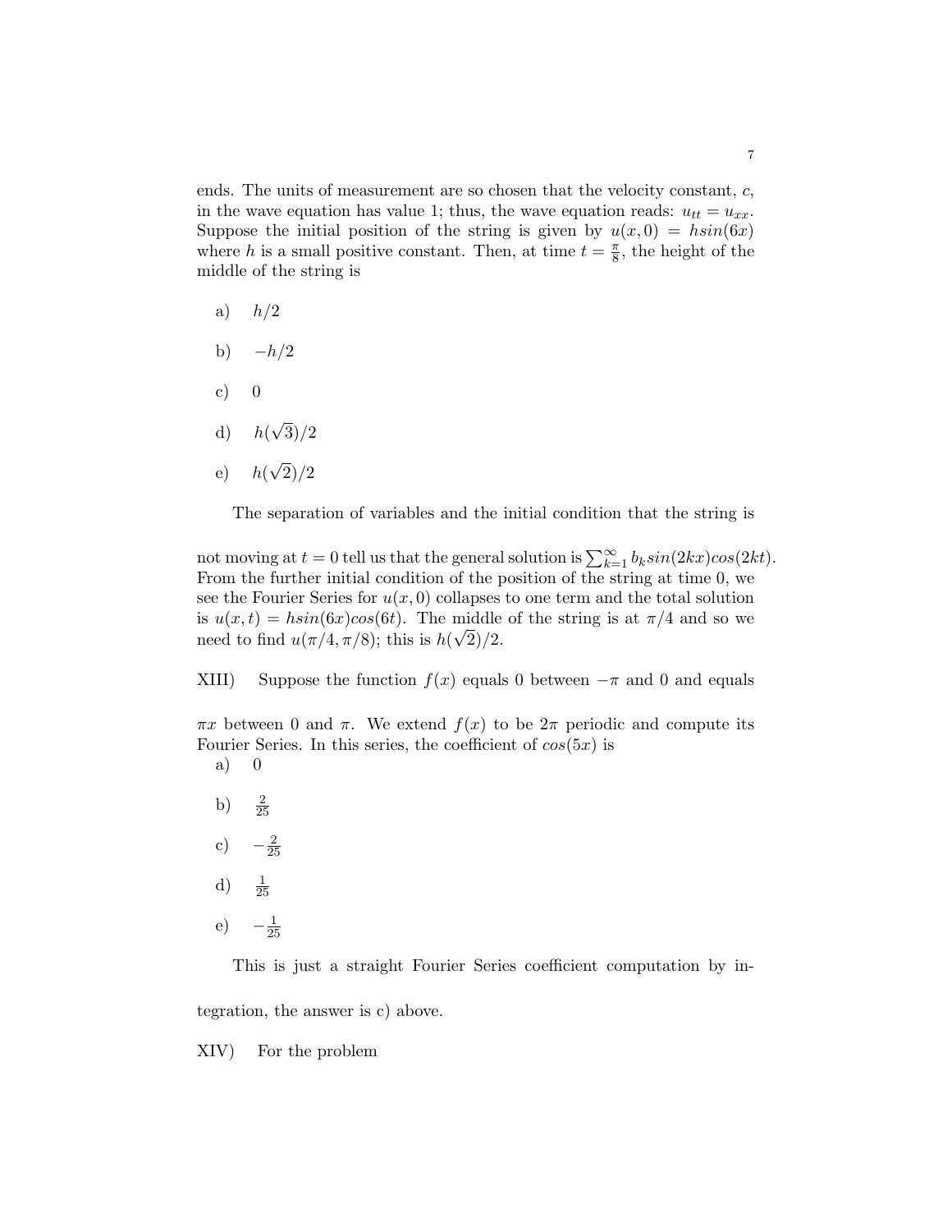ends. The units of measurement are so chosen that the velocity constant, $c$, in the wave equation has value 1; thus, the wave equation reads: $u_{tt} = u_{xx}$. Suppose the initial position of the string is given by $u(x, 0) = hsin(6x)$ where $h$ is a small positive constant. Then, at time $t = \frac{\pi}{8}$, the height of the middle of the string is

a) $h/2$

b) $-h/2$

c) $0$

d) $h(\sqrt{3})/2$

e) $h(\sqrt{2})/2$

The separation of variables and the initial condition that the string is not moving at $t = 0$ tell us that the general solution is $\sum_{k=1}^{\infty} b_k sin(2kx)cos(2kt)$. From the further initial condition of the position of the string at time 0, we see the Fourier Series for $u(x, 0)$ collapses to one term and the total solution is $u(x, t) = hsin(6x)cos(6t)$. The middle of the string is at $\pi/4$ and so we need to find $u(\pi/4, \pi/8)$; this is $h(\sqrt{2})/2$.

XIII) Suppose the function $f(x)$ equals 0 between $-\pi$ and 0 and equals $\pi x$ between 0 and $\pi$. We extend $f(x)$ to be $2\pi$ periodic and compute its Fourier Series. In this series, the coefficient of $cos(5x)$ is

a) $0$

b) $\frac{2}{25}$

c) $-\frac{2}{25}$

d) $\frac{1}{25}$

e) $-\frac{1}{25}$

This is just a straight Fourier Series coefficient computation by integration, the answer is c) above.

XIV) For the problem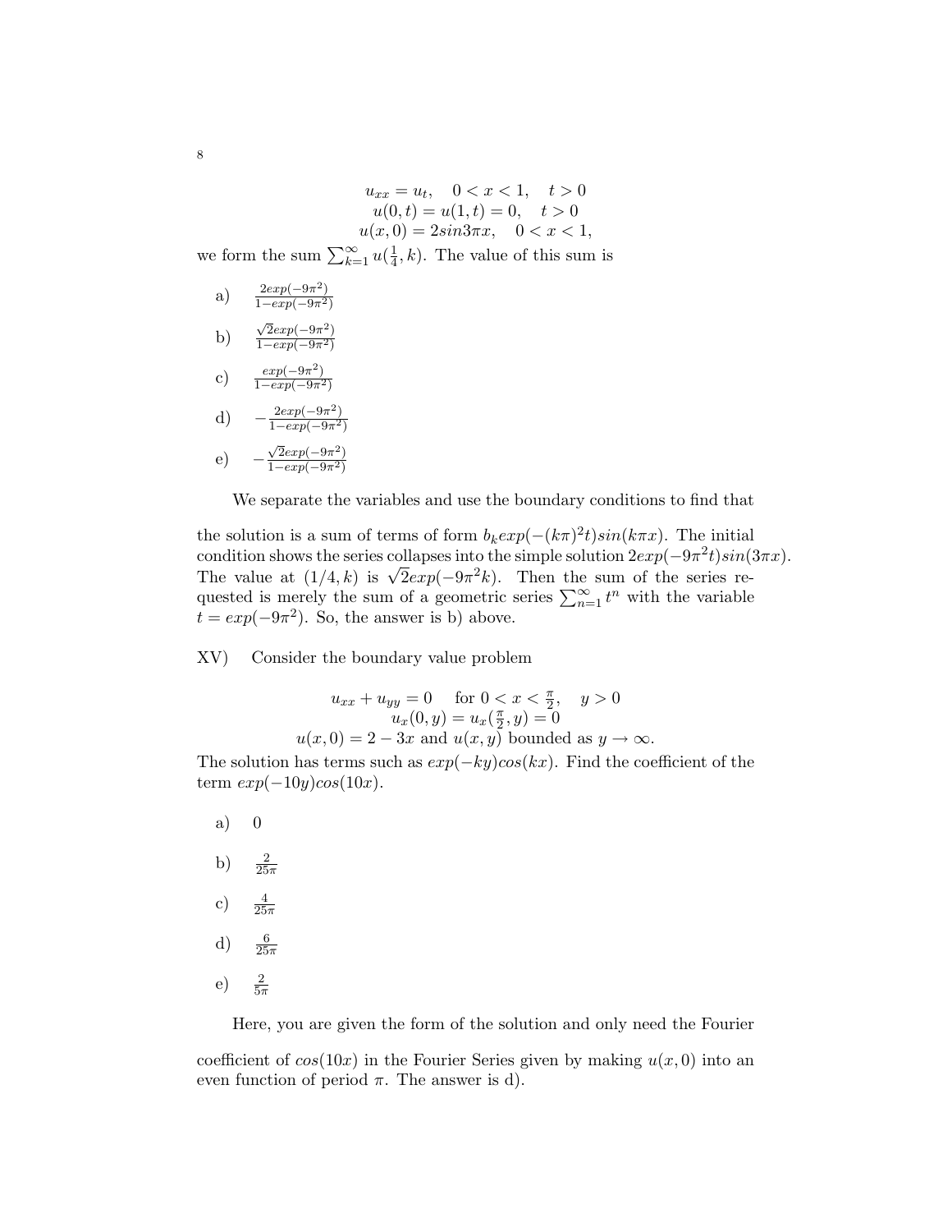$$u_{xx} = u_t, \quad 0 < x < 1, \quad t > 0$$
$$u(0,t) = u(1,t) = 0, \quad t > 0$$
$$u(x,0) = 2sin3\pi x, \quad 0 < x < 1,$$

we form the sum $\sum_{k=1}^{\infty} u(\frac{1}{4}, k)$. The value of this sum is

a) $\frac{2exp(-9\pi^2)}{1-exp(-9\pi^2)}$

b) $\frac{\sqrt{2}exp(-9\pi^2)}{1-exp(-9\pi^2)}$

c) $\frac{exp(-9\pi^2)}{1-exp(-9\pi^2)}$

d) $-\frac{2exp(-9\pi^2)}{1-exp(-9\pi^2)}$

e) $-\frac{\sqrt{2}exp(-9\pi^2)}{1-exp(-9\pi^2)}$

We separate the variables and use the boundary conditions to find that the solution is a sum of terms of form $b_k exp(-(k\pi)^2 t) sin(k\pi x)$. The initial condition shows the series collapses into the simple solution $2exp(-9\pi^2 t)sin(3\pi x)$. The value at $(1/4, k)$ is $\sqrt{2}exp(-9\pi^2 k)$. Then the sum of the series requested is merely the sum of a geometric series $\sum_{n=1}^{\infty} t^n$ with the variable $t = exp(-9\pi^2)$. So, the answer is b) above.

XV) Consider the boundary value problem

$$u_{xx} + u_{yy} = 0 \quad \text{for } 0 < x < \tfrac{\pi}{2}, \quad y > 0$$
$$u_x(0,y) = u_x(\tfrac{\pi}{2}, y) = 0$$
$$u(x,0) = 2 - 3x \text{ and } u(x,y) \text{ bounded as } y \to \infty.$$

The solution has terms such as $exp(-ky)cos(kx)$. Find the coefficient of the term $exp(-10y)cos(10x)$.

a) $0$

b) $\frac{2}{25\pi}$

c) $\frac{4}{25\pi}$

d) $\frac{6}{25\pi}$

e) $\frac{2}{5\pi}$

Here, you are given the form of the solution and only need the Fourier coefficient of $cos(10x)$ in the Fourier Series given by making $u(x,0)$ into an even function of period $\pi$. The answer is d).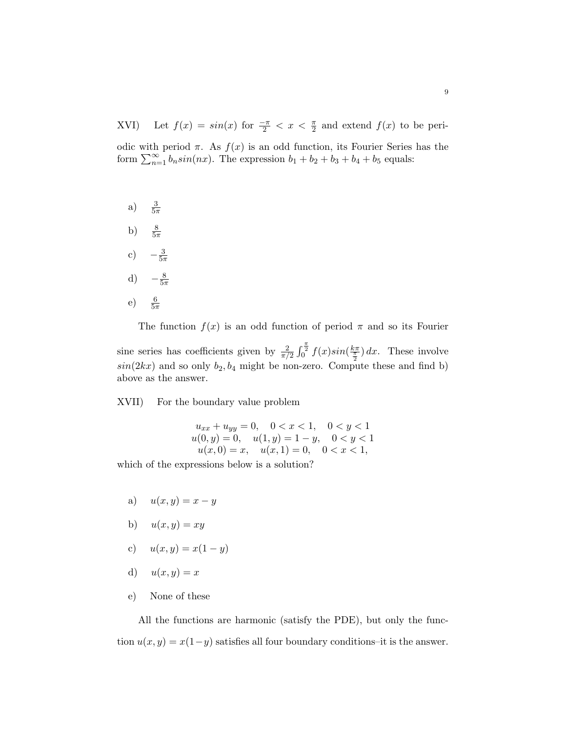XVI) Let $f(x) = sin(x)$ for $\frac{-\pi}{2} < x < \frac{\pi}{2}$ and extend $f(x)$ to be periodic with period $\pi$. As $f(x)$ is an odd function, its Fourier Series has the form $\sum_{n=1}^{\infty} b_n sin(nx)$. The expression $b_1 + b_2 + b_3 + b_4 + b_5$ equals:

a) $\frac{3}{5\pi}$

b) $\frac{8}{5\pi}$

c) $-\frac{3}{5\pi}$

d) $-\frac{8}{5\pi}$

e) $\frac{6}{5\pi}$

The function $f(x)$ is an odd function of period $\pi$ and so its Fourier sine series has coefficients given by $\frac{2}{\pi/2} \int_0^{\frac{\pi}{2}} f(x) sin(\frac{k\pi}{\frac{\pi}{2}})\, dx$. These involve $sin(2kx)$ and so only $b_2, b_4$ might be non-zero. Compute these and find b) above as the answer.

XVII) For the boundary value problem

$$
\begin{gathered}
u_{xx} + u_{yy} = 0, \quad 0 < x < 1, \quad 0 < y < 1 \\
u(0, y) = 0, \quad u(1, y) = 1 - y, \quad 0 < y < 1 \\
u(x, 0) = x, \quad u(x, 1) = 0, \quad 0 < x < 1,
\end{gathered}
$$

which of the expressions below is a solution?

a) $u(x, y) = x - y$

b) $u(x, y) = xy$

c) $u(x, y) = x(1 - y)$

d) $u(x, y) = x$

e) None of these

All the functions are harmonic (satisfy the PDE), but only the function $u(x, y) = x(1-y)$ satisfies all four boundary conditions–it is the answer.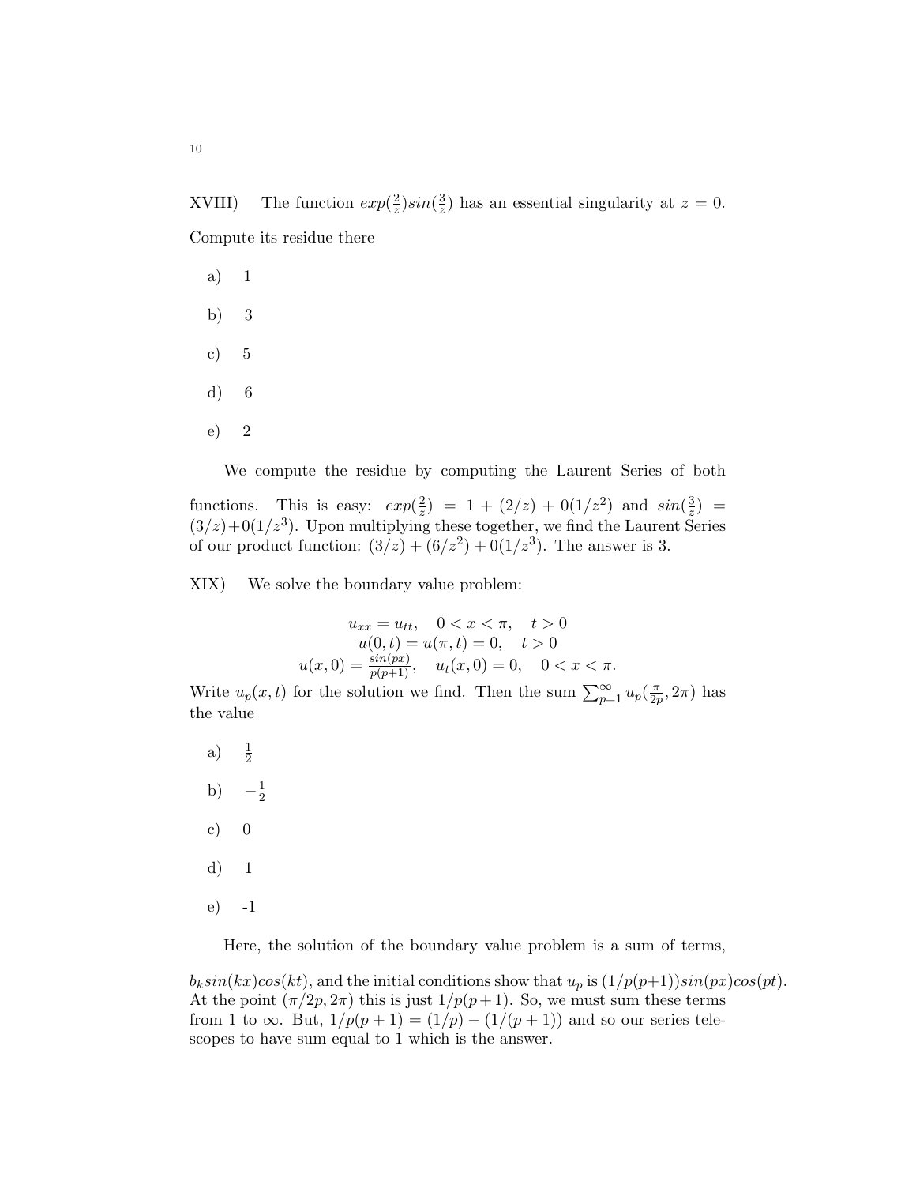XVIII) The function $exp(\frac{2}{z})sin(\frac{3}{z})$ has an essential singularity at $z = 0$. Compute its residue there

a) 1

b) 3

c) 5

d) 6

e) 2

We compute the residue by computing the Laurent Series of both functions. This is easy: $exp(\frac{2}{z}) = 1 + (2/z) + 0(1/z^2)$ and $sin(\frac{3}{z}) = (3/z) + 0(1/z^3)$. Upon multiplying these together, we find the Laurent Series of our product function: $(3/z) + (6/z^2) + 0(1/z^3)$. The answer is 3.

XIX) We solve the boundary value problem:

$$u_{xx} = u_{tt}, \quad 0 < x < \pi, \quad t > 0$$
$$u(0,t) = u(\pi,t) = 0, \quad t > 0$$
$$u(x,0) = \frac{sin(px)}{p(p+1)}, \quad u_t(x,0) = 0, \quad 0 < x < \pi.$$

Write $u_p(x,t)$ for the solution we find. Then the sum $\sum_{p=1}^{\infty} u_p(\frac{\pi}{2p}, 2\pi)$ has the value

a) $\frac{1}{2}$

b) $-\frac{1}{2}$

c) 0

d) 1

e) -1

Here, the solution of the boundary value problem is a sum of terms, $b_k sin(kx)cos(kt)$, and the initial conditions show that $u_p$ is $(1/p(p+1))sin(px)cos(pt)$. At the point $(\pi/2p, 2\pi)$ this is just $1/p(p+1)$. So, we must sum these terms from 1 to $\infty$. But, $1/p(p+1) = (1/p) - (1/(p+1))$ and so our series telescopes to have sum equal to 1 which is the answer.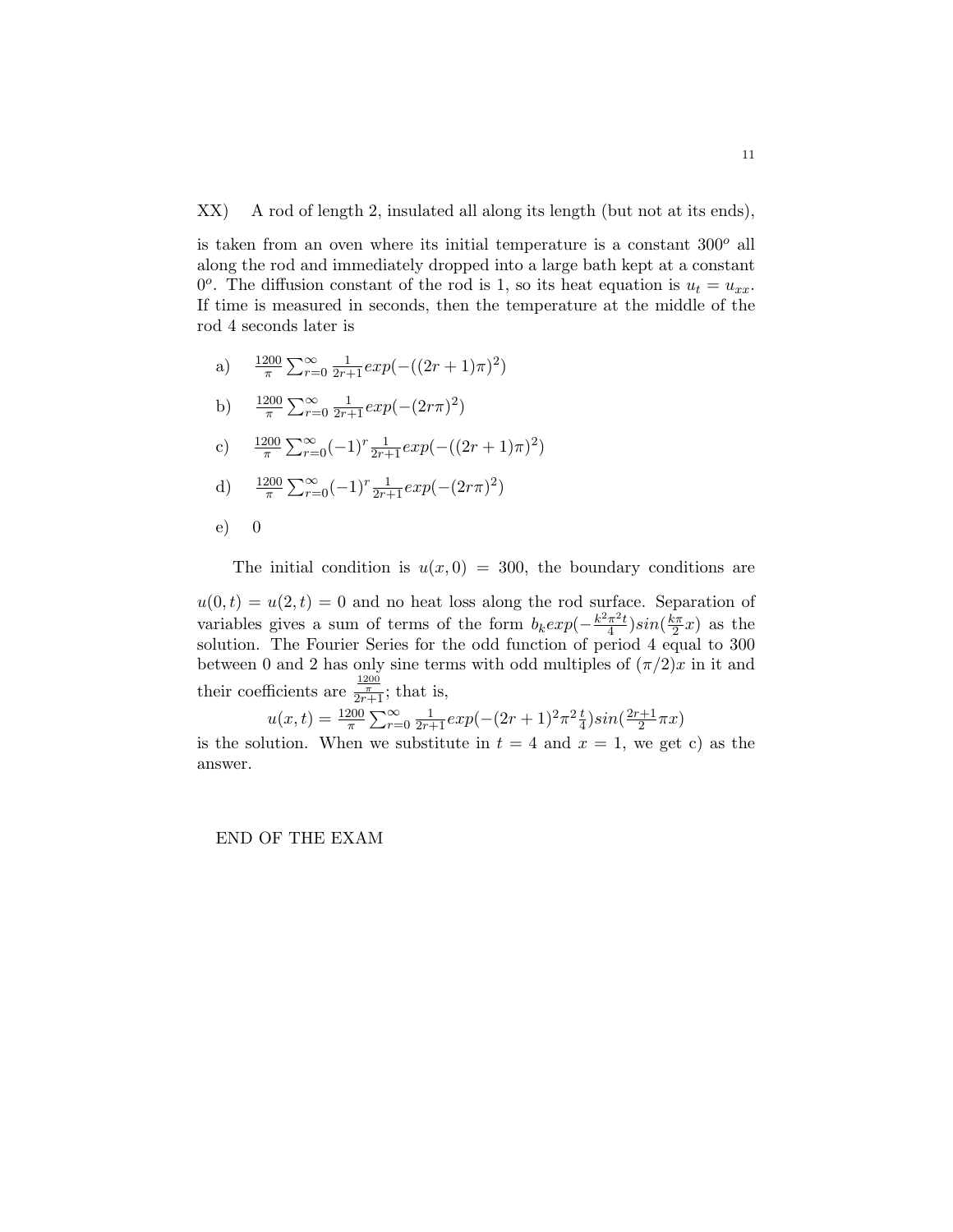XX) A rod of length 2, insulated all along its length (but not at its ends), is taken from an oven where its initial temperature is a constant $300^o$ all along the rod and immediately dropped into a large bath kept at a constant $0^o$. The diffusion constant of the rod is 1, so its heat equation is $u_t = u_{xx}$. If time is measured in seconds, then the temperature at the middle of the rod 4 seconds later is

a) $\frac{1200}{\pi}\sum_{r=0}^{\infty}\frac{1}{2r+1}exp(-((2r+1)\pi)^2)$

b) $\frac{1200}{\pi}\sum_{r=0}^{\infty}\frac{1}{2r+1}exp(-(2r\pi)^2)$

c) $\frac{1200}{\pi}\sum_{r=0}^{\infty}(-1)^r\frac{1}{2r+1}exp(-((2r+1)\pi)^2)$

d) $\frac{1200}{\pi}\sum_{r=0}^{\infty}(-1)^r\frac{1}{2r+1}exp(-(2r\pi)^2)$

e) 0

The initial condition is $u(x,0) = 300$, the boundary conditions are $u(0,t) = u(2,t) = 0$ and no heat loss along the rod surface. Separation of variables gives a sum of terms of the form $b_k exp(-\frac{k^2\pi^2 t}{4})sin(\frac{k\pi}{2}x)$ as the solution. The Fourier Series for the odd function of period 4 equal to 300 between 0 and 2 has only sine terms with odd multiples of $(\pi/2)x$ in it and their coefficients are $\frac{\frac{1200}{\pi}}{2r+1}$; that is,

$$u(x,t) = \frac{1200}{\pi}\sum_{r=0}^{\infty}\frac{1}{2r+1}exp(-(2r+1)^2\pi^2\frac{t}{4})sin(\frac{2r+1}{2}\pi x)$$

is the solution. When we substitute in $t = 4$ and $x = 1$, we get c) as the answer.

END OF THE EXAM